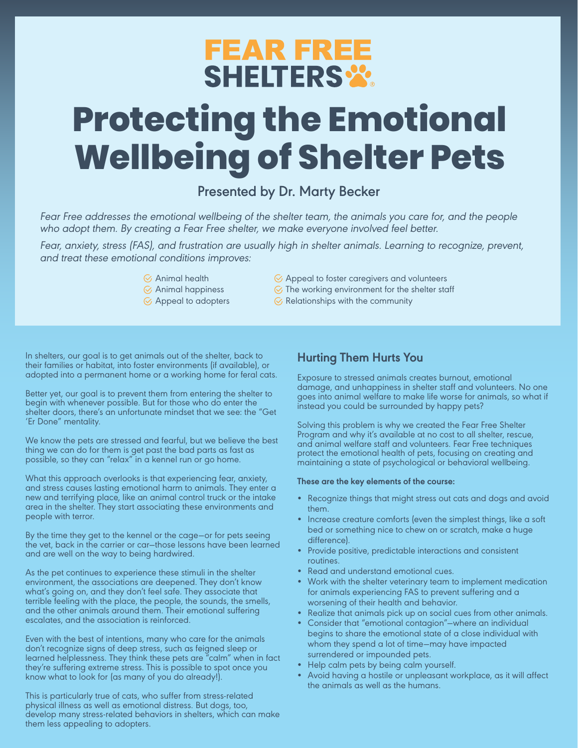# FEAR FREE SHELTERS

# Protecting the Emotional Wellbeing of Shelter Pets

Presented by Dr. Marty Becker

*Fear Free addresses the emotional wellbeing of the shelter team, the animals you care for, and the people who adopt them. By creating a Fear Free shelter, we make everyone involved feel better.*

*Fear, anxiety, stress (FAS), and frustration are usually high in shelter animals. Learning to recognize, prevent, and treat these emotional conditions improves:*

- Animal health
- Animal happiness
- Appeal to adopters
- Appeal to foster caregivers and volunteers
- The working environment for the shelter staff
- Relationships with the community

In shelters, our goal is to get animals out of the shelter, back to their families or habitat, into foster environments (if available), or adopted into a permanent home or a working home for feral cats.

Better yet, our goal is to prevent them from entering the shelter to begin with whenever possible. But for those who do enter the shelter doors, there's an unfortunate mindset that we see: the "Get 'Er Done" mentality.

We know the pets are stressed and fearful, but we believe the best thing we can do for them is get past the bad parts as fast as possible, so they can "relax" in a kennel run or go home.

What this approach overlooks is that experiencing fear, anxiety, and stress causes lasting emotional harm to animals. They enter a new and terrifying place, like an animal control truck or the intake area in the shelter. They start associating these environments and people with terror.

By the time they get to the kennel or the cage—or for pets seeing the vet, back in the carrier or car—those lessons have been learned and are well on the way to being hardwired.

As the pet continues to experience these stimuli in the shelter environment, the associations are deepened. They don't know what's going on, and they don't feel safe. They associate that terrible feeling with the place, the people, the sounds, the smells, and the other animals around them. Their emotional suffering escalates, and the association is reinforced.

Even with the best of intentions, many who care for the animals don't recognize signs of deep stress, such as feigned sleep or learned helplessness. They think these pets are "calm" when in fact they're suffering extreme stress. This is possible to spot once you know what to look for (as many of you do already!).

This is particularly true of cats, who suffer from stress-related physical illness as well as emotional distress. But dogs, too, develop many stress-related behaviors in shelters, which can make them less appealing to adopters.

## Hurting Them Hurts You

Exposure to stressed animals creates burnout, emotional damage, and unhappiness in shelter staff and volunteers. No one goes into animal welfare to make life worse for animals, so what if instead you could be surrounded by happy pets?

Solving this problem is why we created the Fear Free Shelter Program and why it's available at no cost to all shelter, rescue, and animal welfare staff and volunteers. Fear Free techniques protect the emotional health of pets, focusing on creating and maintaining a state of psychological or behavioral wellbeing.

**These are the key elements of the course:**

- Recognize things that might stress out cats and dogs and avoid them.
- Increase creature comforts (even the simplest things, like a soft bed or something nice to chew on or scratch, make a huge difference).
- Provide positive, predictable interactions and consistent routines.
- Read and understand emotional cues.
- Work with the shelter veterinary team to implement medication for animals experiencing FAS to prevent suffering and a worsening of their health and behavior.
- Realize that animals pick up on social cues from other animals.
- Consider that "emotional contagion"—where an individual begins to share the emotional state of a close individual with whom they spend a lot of time—may have impacted surrendered or impounded pets.
- Help calm pets by being calm yourself.
- Avoid having a hostile or unpleasant workplace, as it will affect the animals as well as the humans.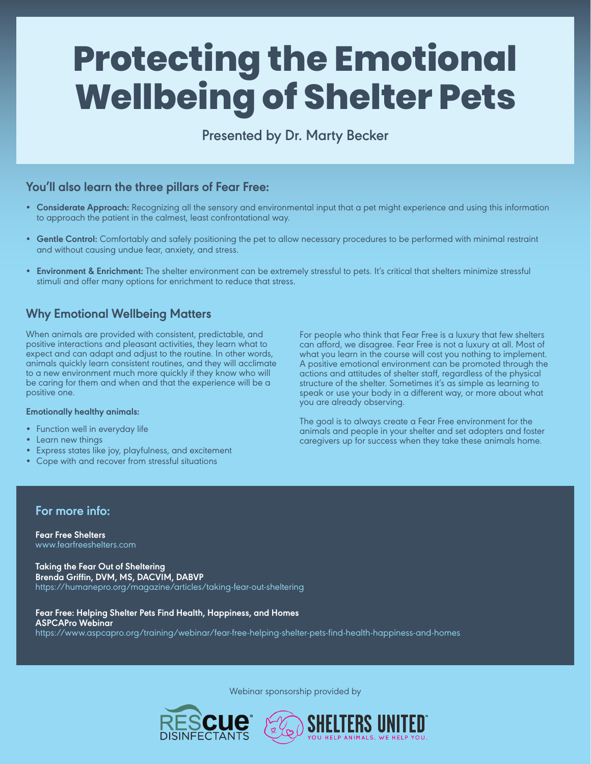# Protecting the Emotional Wellbeing of Shelter Pets

Presented by Dr. Marty Becker

## You'll also learn the three pillars of Fear Free:

- **Considerate Approach:** Recognizing all the sensory and environmental input that a pet might experience and using this information to approach the patient in the calmest, least confrontational way.
- **Gentle Control:** Comfortably and safely positioning the pet to allow necessary procedures to be performed with minimal restraint and without causing undue fear, anxiety, and stress.
- **Environment & Enrichment:** The shelter environment can be extremely stressful to pets. It's critical that shelters minimize stressful stimuli and offer many options for enrichment to reduce that stress.

## Why Emotional Wellbeing Matters

When animals are provided with consistent, predictable, and positive interactions and pleasant activities, they learn what to expect and can adapt and adjust to the routine. In other words, animals quickly learn consistent routines, and they will acclimate to a new environment much more quickly if they know who will be caring for them and when and that the experience will be a positive one.

**Emotionally healthy animals:**

- Function well in everyday life
- Learn new things
- Express states like joy, playfulness, and excitement
- Cope with and recover from stressful situations

For people who think that Fear Free is a luxury that few shelters can afford, we disagree. Fear Free is not a luxury at all. Most of what you learn in the course will cost you nothing to implement. A positive emotional environment can be promoted through the actions and attitudes of shelter staff, regardless of the physical structure of the shelter. Sometimes it's as simple as learning to speak or use your body in a different way, or more about what you are already observing.

The goal is to always create a Fear Free environment for the animals and people in your shelter and set adopters and foster caregivers up for success when they take these animals home.

## For more info:

**Fear Free Shelters**
www.fearfreeshelters.com

**Taking the Fear Out of Sheltering**
**Brenda Griffin, DVM, MS, DACVIM, DABVP**
https://humanepro.org/magazine/articles/taking-fear-out-sheltering

**Fear Free: Helping Shelter Pets Find Health, Happiness, and Homes**
**ASPCAPro Webinar**
https://www.aspcapro.org/training/webinar/fear-free-helping-shelter-pets-find-health-happiness-and-homes

Webinar sponsorship provided by

RESCUE® DISINFECTANTS

SHELTERS UNITED™ YOU HELP ANIMALS. WE HELP YOU.